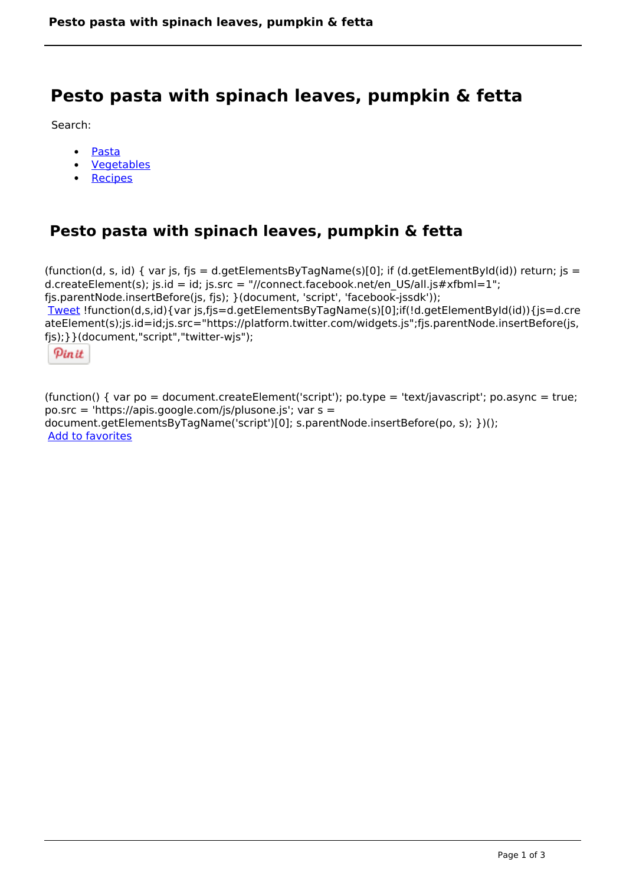# Pesto pasta with spinach leaves, pumpkin & fetta

Search:

- Pasta
- Vegetables
- Recipes

## Pesto pasta with spinach leaves, pumpkin & fetta

(function(d, s, id) { var js, fjs = d.getElementsByTagName(s)[0]; if (d.getElementById(id)) return; js = d.createElement(s); js.id = id; js.src = "//connect.facebook.net/en_US/all.js#xfbml=1"; fjs.parentNode.insertBefore(js, fjs); }(document, 'script', 'facebook-jssdk'));
Tweet !function(d,s,id){var js,fjs=d.getElementsByTagName(s)[0];if(!d.getElementById(id)){js=d.createElement(s);js.id=id;js.src="https://platform.twitter.com/widgets.js";fjs.parentNode.insertBefore(js,fjs);}}(document,"script","twitter-wjs");

Pin it

(function() { var po = document.createElement('script'); po.type = 'text/javascript'; po.async = true; po.src = 'https://apis.google.com/js/plusone.js'; var s = document.getElementsByTagName('script')[0]; s.parentNode.insertBefore(po, s); })();
Add to favorites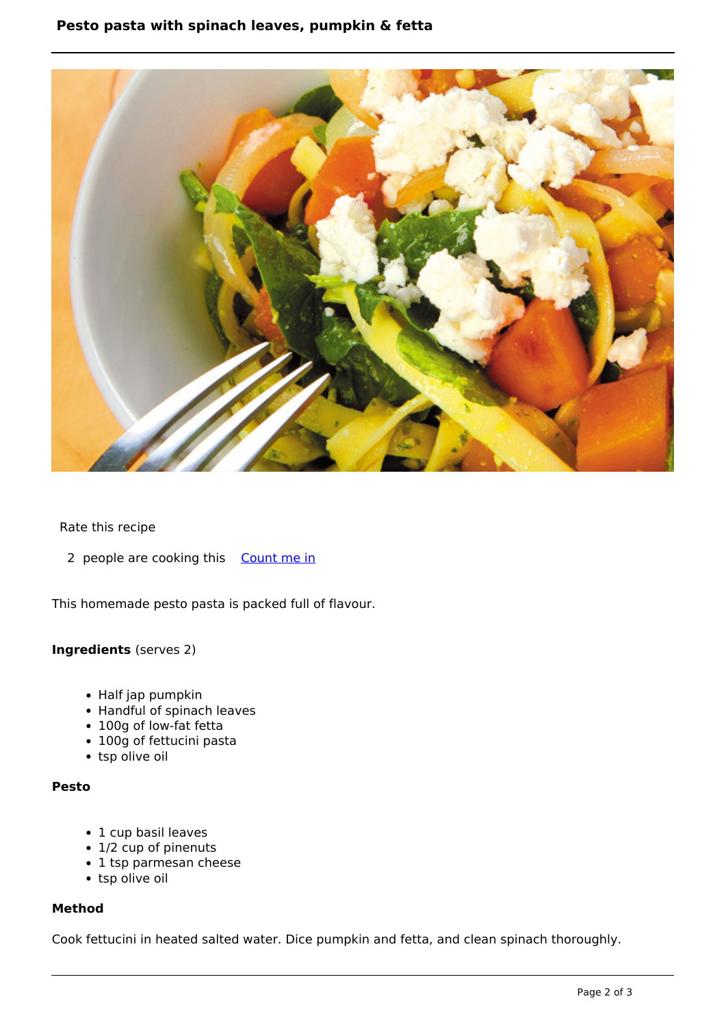# Pesto pasta with spinach leaves, pumpkin & fetta

Rate this recipe

2 people are cooking this [Count me in]

This homemade pesto pasta is packed full of flavour.

**Ingredients** (serves 2)

- Half jap pumpkin
- Handful of spinach leaves
- 100g of low-fat fetta
- 100g of fettucini pasta
- tsp olive oil

**Pesto**

- 1 cup basil leaves
- 1/2 cup of pinenuts
- 1 tsp parmesan cheese
- tsp olive oil

**Method**

Cook fettucini in heated salted water. Dice pumpkin and fetta, and clean spinach thoroughly.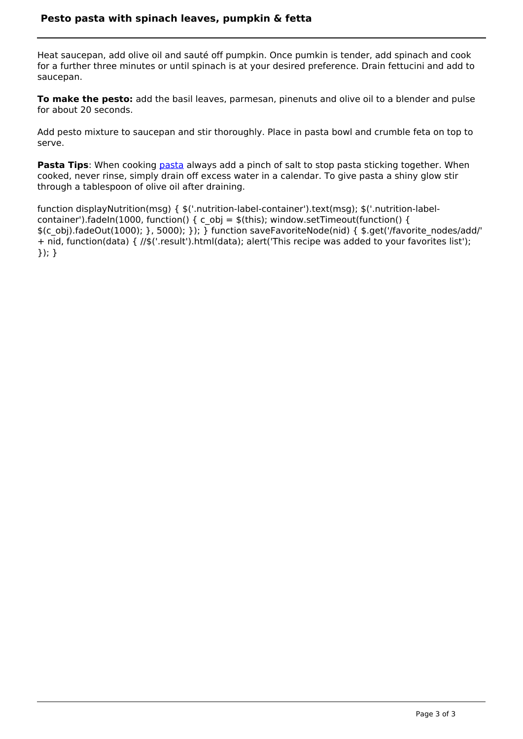# Pesto pasta with spinach leaves, pumpkin & fetta

Heat saucepan, add olive oil and sauté off pumpkin. Once pumkin is tender, add spinach and cook for a further three minutes or until spinach is at your desired preference. Drain fettucini and add to saucepan.

**To make the pesto:** add the basil leaves, parmesan, pinenuts and olive oil to a blender and pulse for about 20 seconds.

Add pesto mixture to saucepan and stir thoroughly. Place in pasta bowl and crumble feta on top to serve.

**Pasta Tips**: When cooking pasta always add a pinch of salt to stop pasta sticking together. When cooked, never rinse, simply drain off excess water in a calendar. To give pasta a shiny glow stir through a tablespoon of olive oil after draining.

```
function displayNutrition(msg) { $('.nutrition-label-container').text(msg); $('.nutrition-label-container').fadeIn(1000, function() { c_obj = $(this); window.setTimeout(function() { $(c_obj).fadeOut(1000); }, 5000); }); } function saveFavoriteNode(nid) { $.get('/favorite_nodes/add/' + nid, function(data) { //$('.result').html(data); alert('This recipe was added to your favorites list'); }); }
```